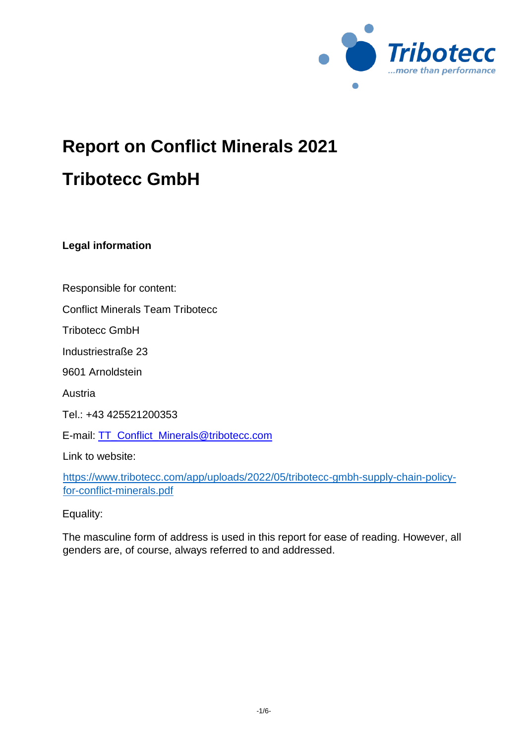# Report on Conflict Minerals 2021

# Tribotecc GmbH

**Legal information**

Responsible for content:

Conflict Minerals Team Tribotecc

Tribotecc GmbH

Industriestraße 23

9601 Arnoldstein

Austria

Tel.: +43 425521200353

E-mail: TT_Conflict_Minerals@tribotecc.com

Link to website:

https://www.tribotecc.com/app/uploads/2022/05/tribotecc-gmbh-supply-chain-policy-for-conflict-minerals.pdf

Equality:

The masculine form of address is used in this report for ease of reading. However, all genders are, of course, always referred to and addressed.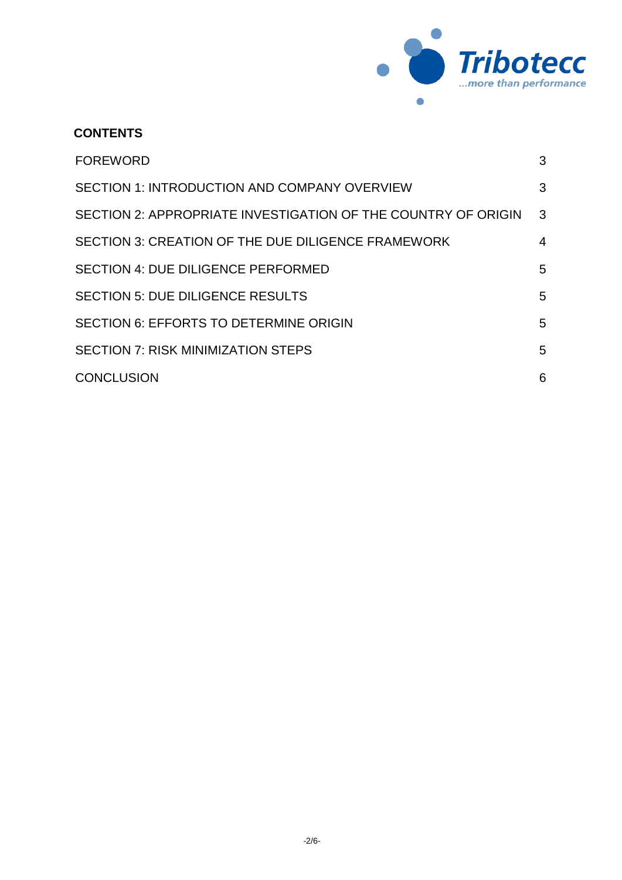**CONTENTS**

| | |
|---|---|
| FOREWORD | 3 |
| SECTION 1: INTRODUCTION AND COMPANY OVERVIEW | 3 |
| SECTION 2: APPROPRIATE INVESTIGATION OF THE COUNTRY OF ORIGIN | 3 |
| SECTION 3: CREATION OF THE DUE DILIGENCE FRAMEWORK | 4 |
| SECTION 4: DUE DILIGENCE PERFORMED | 5 |
| SECTION 5: DUE DILIGENCE RESULTS | 5 |
| SECTION 6: EFFORTS TO DETERMINE ORIGIN | 5 |
| SECTION 7: RISK MINIMIZATION STEPS | 5 |
| CONCLUSION | 6 |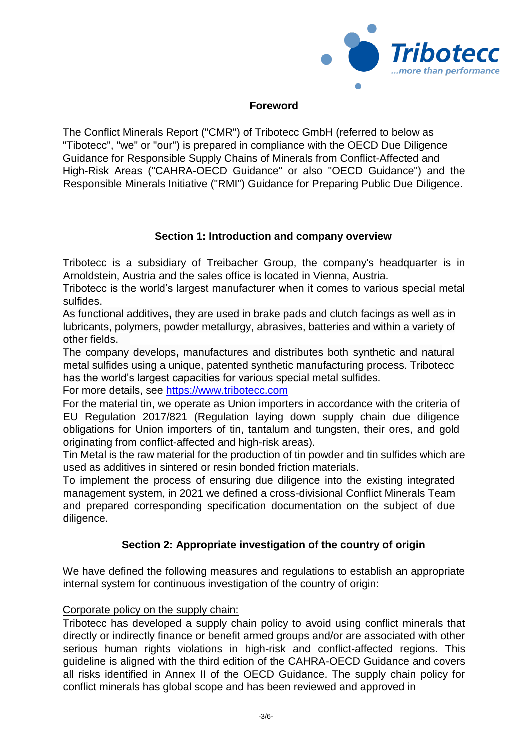## Foreword

The Conflict Minerals Report ("CMR") of Tribotecc GmbH (referred to below as "Tibotecc", "we" or "our") is prepared in compliance with the OECD Due Diligence Guidance for Responsible Supply Chains of Minerals from Conflict-Affected and High-Risk Areas ("CAHRA-OECD Guidance" or also "OECD Guidance") and the Responsible Minerals Initiative ("RMI") Guidance for Preparing Public Due Diligence.

## Section 1: Introduction and company overview

Tribotecc is a subsidiary of Treibacher Group, the company's headquarter is in Arnoldstein, Austria and the sales office is located in Vienna, Austria.
Tribotecc is the world's largest manufacturer when it comes to various special metal sulfides.
As functional additives**,** they are used in brake pads and clutch facings as well as in lubricants, polymers, powder metallurgy, abrasives, batteries and within a variety of other fields.
The company develops**,** manufactures and distributes both synthetic and natural metal sulfides using a unique, patented synthetic manufacturing process. Tribotecc has the world's largest capacities for various special metal sulfides.
For more details, see https://www.tribotecc.com
For the material tin, we operate as Union importers in accordance with the criteria of EU Regulation 2017/821 (Regulation laying down supply chain due diligence obligations for Union importers of tin, tantalum and tungsten, their ores, and gold originating from conflict-affected and high-risk areas).
Tin Metal is the raw material for the production of tin powder and tin sulfides which are used as additives in sintered or resin bonded friction materials.
To implement the process of ensuring due diligence into the existing integrated management system, in 2021 we defined a cross-divisional Conflict Minerals Team and prepared corresponding specification documentation on the subject of due diligence.

## Section 2: Appropriate investigation of the country of origin

We have defined the following measures and regulations to establish an appropriate internal system for continuous investigation of the country of origin:

Corporate policy on the supply chain:
Tribotecc has developed a supply chain policy to avoid using conflict minerals that directly or indirectly finance or benefit armed groups and/or are associated with other serious human rights violations in high-risk and conflict-affected regions. This guideline is aligned with the third edition of the CAHRA-OECD Guidance and covers all risks identified in Annex II of the OECD Guidance. The supply chain policy for conflict minerals has global scope and has been reviewed and approved in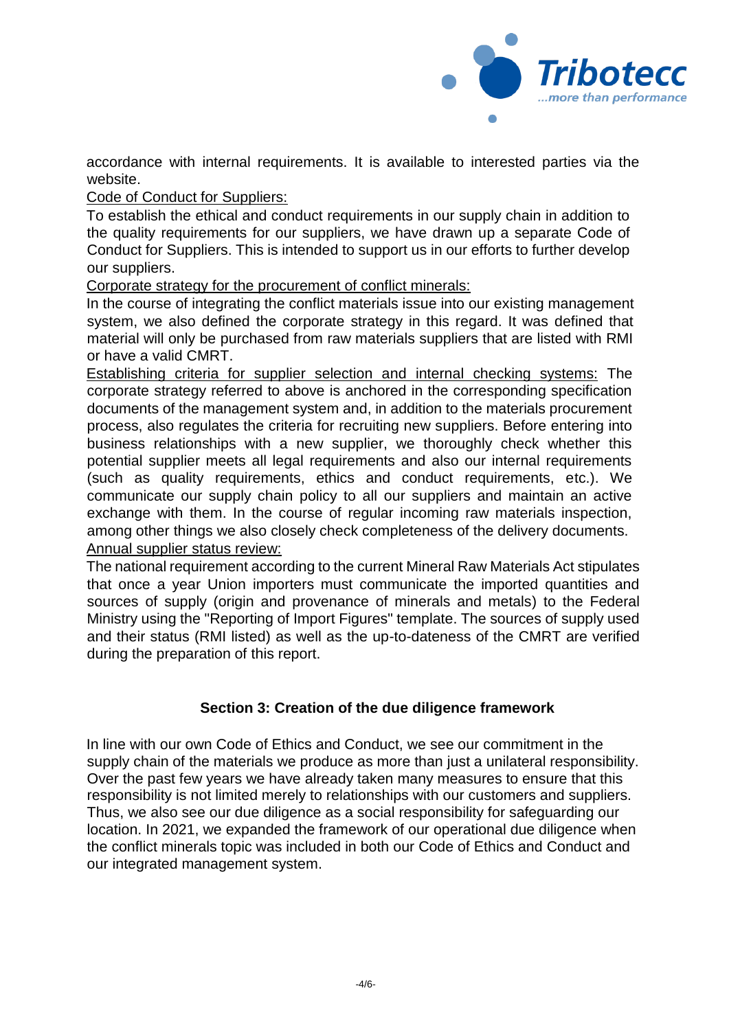accordance with internal requirements. It is available to interested parties via the website.

Code of Conduct for Suppliers:

To establish the ethical and conduct requirements in our supply chain in addition to the quality requirements for our suppliers, we have drawn up a separate Code of Conduct for Suppliers. This is intended to support us in our efforts to further develop our suppliers.

Corporate strategy for the procurement of conflict minerals:

In the course of integrating the conflict materials issue into our existing management system, we also defined the corporate strategy in this regard. It was defined that material will only be purchased from raw materials suppliers that are listed with RMI or have a valid CMRT.

Establishing criteria for supplier selection and internal checking systems: The corporate strategy referred to above is anchored in the corresponding specification documents of the management system and, in addition to the materials procurement process, also regulates the criteria for recruiting new suppliers. Before entering into business relationships with a new supplier, we thoroughly check whether this potential supplier meets all legal requirements and also our internal requirements (such as quality requirements, ethics and conduct requirements, etc.). We communicate our supply chain policy to all our suppliers and maintain an active exchange with them. In the course of regular incoming raw materials inspection, among other things we also closely check completeness of the delivery documents.

Annual supplier status review:

The national requirement according to the current Mineral Raw Materials Act stipulates that once a year Union importers must communicate the imported quantities and sources of supply (origin and provenance of minerals and metals) to the Federal Ministry using the "Reporting of Import Figures" template. The sources of supply used and their status (RMI listed) as well as the up-to-dateness of the CMRT are verified during the preparation of this report.

## Section 3: Creation of the due diligence framework

In line with our own Code of Ethics and Conduct, we see our commitment in the supply chain of the materials we produce as more than just a unilateral responsibility. Over the past few years we have already taken many measures to ensure that this responsibility is not limited merely to relationships with our customers and suppliers. Thus, we also see our due diligence as a social responsibility for safeguarding our location. In 2021, we expanded the framework of our operational due diligence when the conflict minerals topic was included in both our Code of Ethics and Conduct and our integrated management system.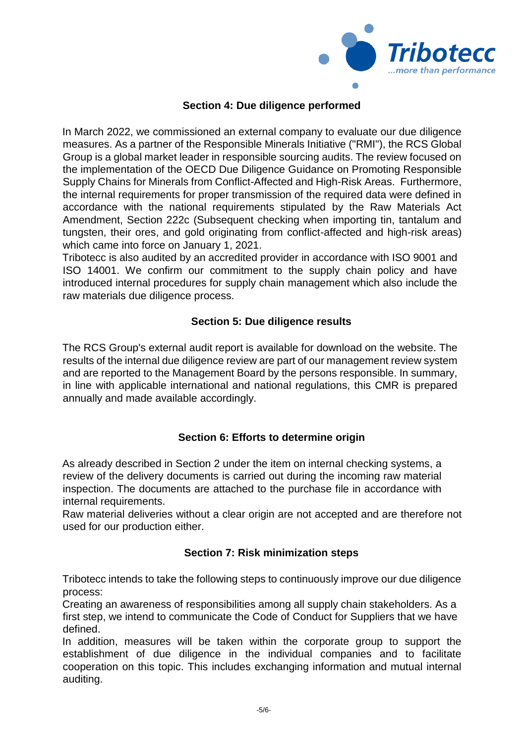## Section 4: Due diligence performed

In March 2022, we commissioned an external company to evaluate our due diligence measures. As a partner of the Responsible Minerals Initiative ("RMI"), the RCS Global Group is a global market leader in responsible sourcing audits. The review focused on the implementation of the OECD Due Diligence Guidance on Promoting Responsible Supply Chains for Minerals from Conflict-Affected and High-Risk Areas. Furthermore, the internal requirements for proper transmission of the required data were defined in accordance with the national requirements stipulated by the Raw Materials Act Amendment, Section 222c (Subsequent checking when importing tin, tantalum and tungsten, their ores, and gold originating from conflict-affected and high-risk areas) which came into force on January 1, 2021.
Tribotecc is also audited by an accredited provider in accordance with ISO 9001 and ISO 14001. We confirm our commitment to the supply chain policy and have introduced internal procedures for supply chain management which also include the raw materials due diligence process.

## Section 5: Due diligence results

The RCS Group's external audit report is available for download on the website. The results of the internal due diligence review are part of our management review system and are reported to the Management Board by the persons responsible. In summary, in line with applicable international and national regulations, this CMR is prepared annually and made available accordingly.

## Section 6: Efforts to determine origin

As already described in Section 2 under the item on internal checking systems, a review of the delivery documents is carried out during the incoming raw material inspection. The documents are attached to the purchase file in accordance with internal requirements.
Raw material deliveries without a clear origin are not accepted and are therefore not used for our production either.

## Section 7: Risk minimization steps

Tribotecc intends to take the following steps to continuously improve our due diligence process:
Creating an awareness of responsibilities among all supply chain stakeholders. As a first step, we intend to communicate the Code of Conduct for Suppliers that we have defined.
In addition, measures will be taken within the corporate group to support the establishment of due diligence in the individual companies and to facilitate cooperation on this topic. This includes exchanging information and mutual internal auditing.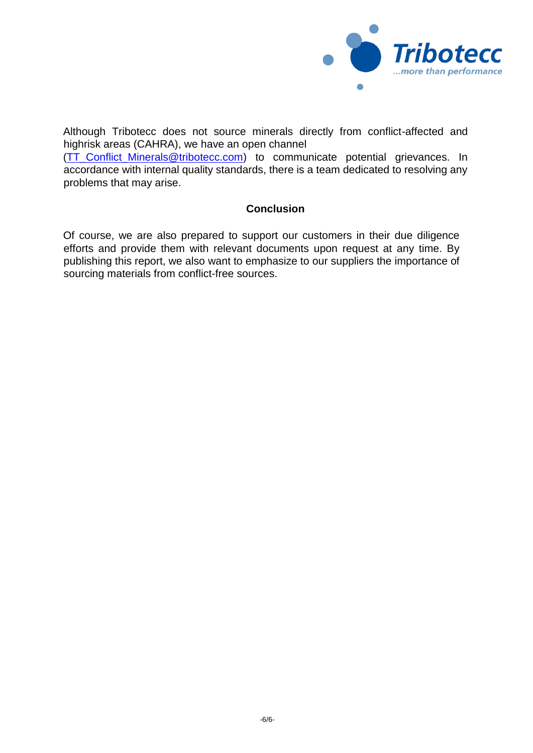Although Tribotecc does not source minerals directly from conflict-affected and highrisk areas (CAHRA), we have an open channel (TT_Conflict_Minerals@tribotecc.com) to communicate potential grievances. In accordance with internal quality standards, there is a team dedicated to resolving any problems that may arise.

## Conclusion

Of course, we are also prepared to support our customers in their due diligence efforts and provide them with relevant documents upon request at any time. By publishing this report, we also want to emphasize to our suppliers the importance of sourcing materials from conflict-free sources.